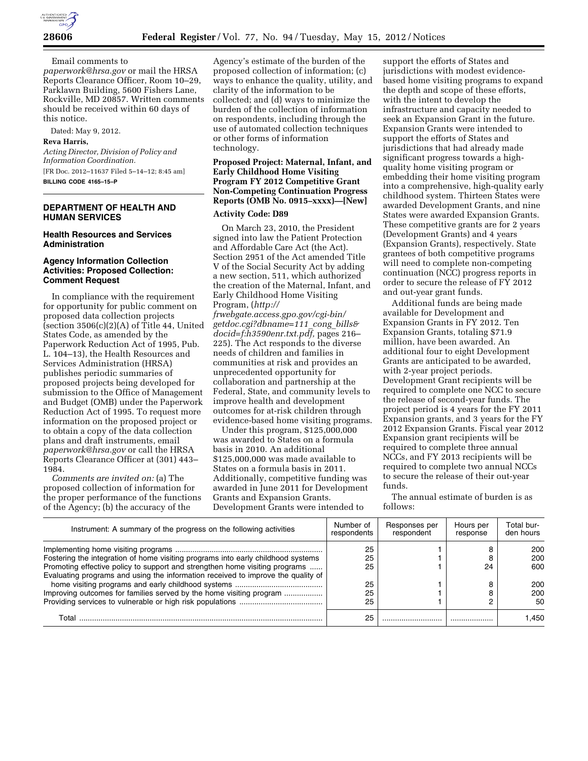Email comments to *paperwork@hrsa.gov* or mail the HRSA Reports Clearance Officer, Room 10–29, Parklawn Building, 5600 Fishers Lane, Rockville, MD 20857. Written comments should be received within 60 days of this notice.

Dated: May 9, 2012.

**Reva Harris,**

*Acting Director, Division of Policy and Information Coordination.*

[FR Doc. 2012–11637 Filed 5–14–12; 8:45 am]

**BILLING CODE 4165–15–P**

## DEPARTMENT OF HEALTH AND HUMAN SERVICES

### Health Resources and Services Administration

### Agency Information Collection Activities: Proposed Collection: Comment Request

In compliance with the requirement for opportunity for public comment on proposed data collection projects (section 3506(c)(2)(A) of Title 44, United States Code, as amended by the Paperwork Reduction Act of 1995, Pub. L. 104–13), the Health Resources and Services Administration (HRSA) publishes periodic summaries of proposed projects being developed for submission to the Office of Management and Budget (OMB) under the Paperwork Reduction Act of 1995. To request more information on the proposed project or to obtain a copy of the data collection plans and draft instruments, email *paperwork@hrsa.gov* or call the HRSA Reports Clearance Officer at (301) 443–1984.

*Comments are invited on:* (a) The proposed collection of information for the proper performance of the functions of the Agency; (b) the accuracy of the Agency's estimate of the burden of the proposed collection of information; (c) ways to enhance the quality, utility, and clarity of the information to be collected; and (d) ways to minimize the burden of the collection of information on respondents, including through the use of automated collection techniques or other forms of information technology.

**Proposed Project: Maternal, Infant, and Early Childhood Home Visiting Program FY 2012 Competitive Grant Non-Competing Continuation Progress Reports (OMB No. 0915–xxxx)—[New]**

**Activity Code: D89**

On March 23, 2010, the President signed into law the Patient Protection and Affordable Care Act (the Act). Section 2951 of the Act amended Title V of the Social Security Act by adding a new section, 511, which authorized the creation of the Maternal, Infant, and Early Childhood Home Visiting Program, (*http://frwebgate.access.gpo.gov/cgi-bin/getdoc.cgi?dbname=111_cong_bills&docid=f:h3590enr.txt.pdf,* pages 216–225). The Act responds to the diverse needs of children and families in communities at risk and provides an unprecedented opportunity for collaboration and partnership at the Federal, State, and community levels to improve health and development outcomes for at-risk children through evidence-based home visiting programs.

Under this program, $125,000,000 was awarded to States on a formula basis in 2010. An additional $125,000,000 was made available to States on a formula basis in 2011. Additionally, competitive funding was awarded in June 2011 for Development Grants and Expansion Grants. Development Grants were intended to support the efforts of States and jurisdictions with modest evidence-based home visiting programs to expand the depth and scope of these efforts, with the intent to develop the infrastructure and capacity needed to seek an Expansion Grant in the future. Expansion Grants were intended to support the efforts of States and jurisdictions that had already made significant progress towards a high-quality home visiting program or embedding their home visiting program into a comprehensive, high-quality early childhood system. Thirteen States were awarded Development Grants, and nine States were awarded Expansion Grants. These competitive grants are for 2 years (Development Grants) and 4 years (Expansion Grants), respectively. State grantees of both competitive programs will need to complete non-competing continuation (NCC) progress reports in order to secure the release of FY 2012 and out-year grant funds.

Additional funds are being made available for Development and Expansion Grants in FY 2012. Ten Expansion Grants, totaling $71.9 million, have been awarded. An additional four to eight Development Grants are anticipated to be awarded, with 2-year project periods. Development Grant recipients will be required to complete one NCC to secure the release of second-year funds. The project period is 4 years for the FY 2011 Expansion grants, and 3 years for the FY 2012 Expansion Grants. Fiscal year 2012 Expansion grant recipients will be required to complete three annual NCCs, and FY 2013 recipients will be required to complete two annual NCCs to secure the release of their out-year funds.

The annual estimate of burden is as follows:

| Instrument: A summary of the progress on the following activities | Number of respondents | Responses per respondent | Hours per response | Total burden hours |
|---|---|---|---|---|
| Implementing home visiting programs | 25 | 1 | 8 | 200 |
| Fostering the integration of home visiting programs into early childhood systems | 25 | 1 | 8 | 200 |
| Promoting effective policy to support and strengthen home visiting programs | 25 | 1 | 24 | 600 |
| Evaluating programs and using the information received to improve the quality of home visiting programs and early childhood systems | 25 | 1 | 8 | 200 |
| Improving outcomes for families served by the home visiting program | 25 | 1 | 8 | 200 |
| Providing services to vulnerable or high risk populations | 25 | 1 | 2 | 50 |
| Total | 25 | | | 1,450 |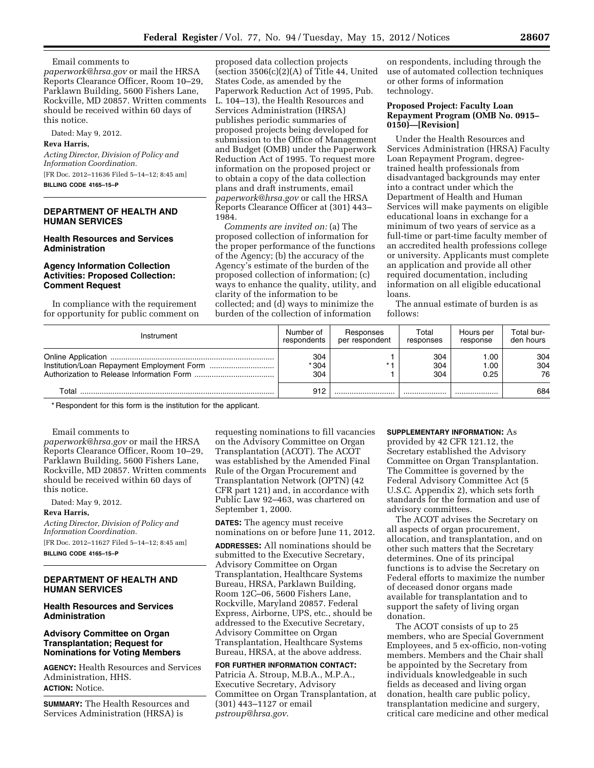Email comments to *paperwork@hrsa.gov* or mail the HRSA Reports Clearance Officer, Room 10–29, Parklawn Building, 5600 Fishers Lane, Rockville, MD 20857. Written comments should be received within 60 days of this notice.

Dated: May 9, 2012.

**Reva Harris,**

*Acting Director, Division of Policy and Information Coordination.*

[FR Doc. 2012–11636 Filed 5–14–12; 8:45 am]

**BILLING CODE 4165–15–P**

---

## DEPARTMENT OF HEALTH AND HUMAN SERVICES

### Health Resources and Services Administration

### Agency Information Collection Activities: Proposed Collection: Comment Request

In compliance with the requirement for opportunity for public comment on proposed data collection projects (section 3506(c)(2)(A) of Title 44, United States Code, as amended by the Paperwork Reduction Act of 1995, Pub. L. 104–13), the Health Resources and Services Administration (HRSA) publishes periodic summaries of proposed projects being developed for submission to the Office of Management and Budget (OMB) under the Paperwork Reduction Act of 1995. To request more information on the proposed project or to obtain a copy of the data collection plans and draft instruments, email *paperwork@hrsa.gov* or call the HRSA Reports Clearance Officer at (301) 443–1984.

*Comments are invited on:* (a) The proposed collection of information for the proper performance of the functions of the Agency; (b) the accuracy of the Agency's estimate of the burden of the proposed collection of information; (c) ways to enhance the quality, utility, and clarity of the information to be collected; and (d) ways to minimize the burden of the collection of information on respondents, including through the use of automated collection techniques or other forms of information technology.

**Proposed Project: Faculty Loan Repayment Program (OMB No. 0915–0150)—[Revision]**

Under the Health Resources and Services Administration (HRSA) Faculty Loan Repayment Program, degree-trained health professionals from disadvantaged backgrounds may enter into a contract under which the Department of Health and Human Services will make payments on eligible educational loans in exchange for a minimum of two years of service as a full-time or part-time faculty member of an accredited health professions college or university. Applicants must complete an application and provide all other required documentation, including information on all eligible educational loans.

The annual estimate of burden is as follows:

| Instrument | Number of respondents | Responses per respondent | Total responses | Hours per response | Total burden hours |
|---|---|---|---|---|---|
| Online Application | 304 | 1 | 304 | 1.00 | 304 |
| Institution/Loan Repayment Employment Form | *304 | *1 | 304 | 1.00 | 304 |
| Authorization to Release Information Form | 304 | 1 | 304 | 0.25 | 76 |
| Total | 912 | | | | 684 |

\* Respondent for this form is the institution for the applicant.

Email comments to *paperwork@hrsa.gov* or mail the HRSA Reports Clearance Officer, Room 10–29, Parklawn Building, 5600 Fishers Lane, Rockville, MD 20857. Written comments should be received within 60 days of this notice.

Dated: May 9, 2012.

**Reva Harris,**

*Acting Director, Division of Policy and Information Coordination.*

[FR Doc. 2012–11627 Filed 5–14–12; 8:45 am]

**BILLING CODE 4165–15–P**

---

## DEPARTMENT OF HEALTH AND HUMAN SERVICES

### Health Resources and Services Administration

### Advisory Committee on Organ Transplantation; Request for Nominations for Voting Members

**AGENCY:** Health Resources and Services Administration, HHS.

**ACTION:** Notice.

**SUMMARY:** The Health Resources and Services Administration (HRSA) is requesting nominations to fill vacancies on the Advisory Committee on Organ Transplantation (ACOT). The ACOT was established by the Amended Final Rule of the Organ Procurement and Transplantation Network (OPTN) (42 CFR part 121) and, in accordance with Public Law 92–463, was chartered on September 1, 2000.

**DATES:** The agency must receive nominations on or before June 11, 2012.

**ADDRESSES:** All nominations should be submitted to the Executive Secretary, Advisory Committee on Organ Transplantation, Healthcare Systems Bureau, HRSA, Parklawn Building, Room 12C–06, 5600 Fishers Lane, Rockville, Maryland 20857. Federal Express, Airborne, UPS, etc., should be addressed to the Executive Secretary, Advisory Committee on Organ Transplantation, Healthcare Systems Bureau, HRSA, at the above address.

**FOR FURTHER INFORMATION CONTACT:** Patricia A. Stroup, M.B.A., M.P.A., Executive Secretary, Advisory Committee on Organ Transplantation, at (301) 443–1127 or email *pstroup@hrsa.gov*.

**SUPPLEMENTARY INFORMATION:** As provided by 42 CFR 121.12, the Secretary established the Advisory Committee on Organ Transplantation. The Committee is governed by the Federal Advisory Committee Act (5 U.S.C. Appendix 2), which sets forth standards for the formation and use of advisory committees.

The ACOT advises the Secretary on all aspects of organ procurement, allocation, and transplantation, and on other such matters that the Secretary determines. One of its principal functions is to advise the Secretary on Federal efforts to maximize the number of deceased donor organs made available for transplantation and to support the safety of living organ donation.

The ACOT consists of up to 25 members, who are Special Government Employees, and 5 ex-officio, non-voting members. Members and the Chair shall be appointed by the Secretary from individuals knowledgeable in such fields as deceased and living organ donation, health care public policy, transplantation medicine and surgery, critical care medicine and other medical